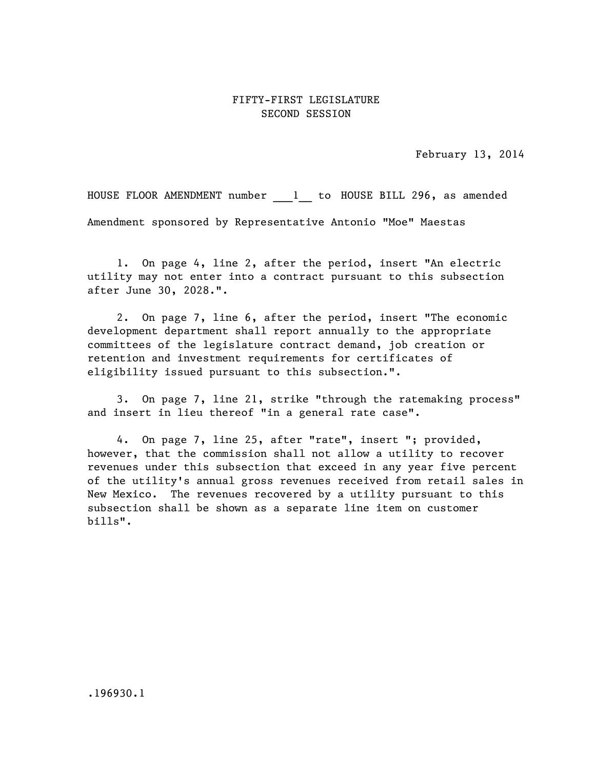FIFTY-FIRST LEGISLATURE
SECOND SESSION

February 13, 2014

HOUSE FLOOR AMENDMENT number ___1__ to HOUSE BILL 296, as amended

Amendment sponsored by Representative Antonio "Moe" Maestas

1. On page 4, line 2, after the period, insert "An electric utility may not enter into a contract pursuant to this subsection after June 30, 2028.".

2. On page 7, line 6, after the period, insert "The economic development department shall report annually to the appropriate committees of the legislature contract demand, job creation or retention and investment requirements for certificates of eligibility issued pursuant to this subsection.".

3. On page 7, line 21, strike "through the ratemaking process" and insert in lieu thereof "in a general rate case".

4. On page 7, line 25, after "rate", insert "; provided, however, that the commission shall not allow a utility to recover revenues under this subsection that exceed in any year five percent of the utility's annual gross revenues received from retail sales in New Mexico. The revenues recovered by a utility pursuant to this subsection shall be shown as a separate line item on customer bills".

.196930.1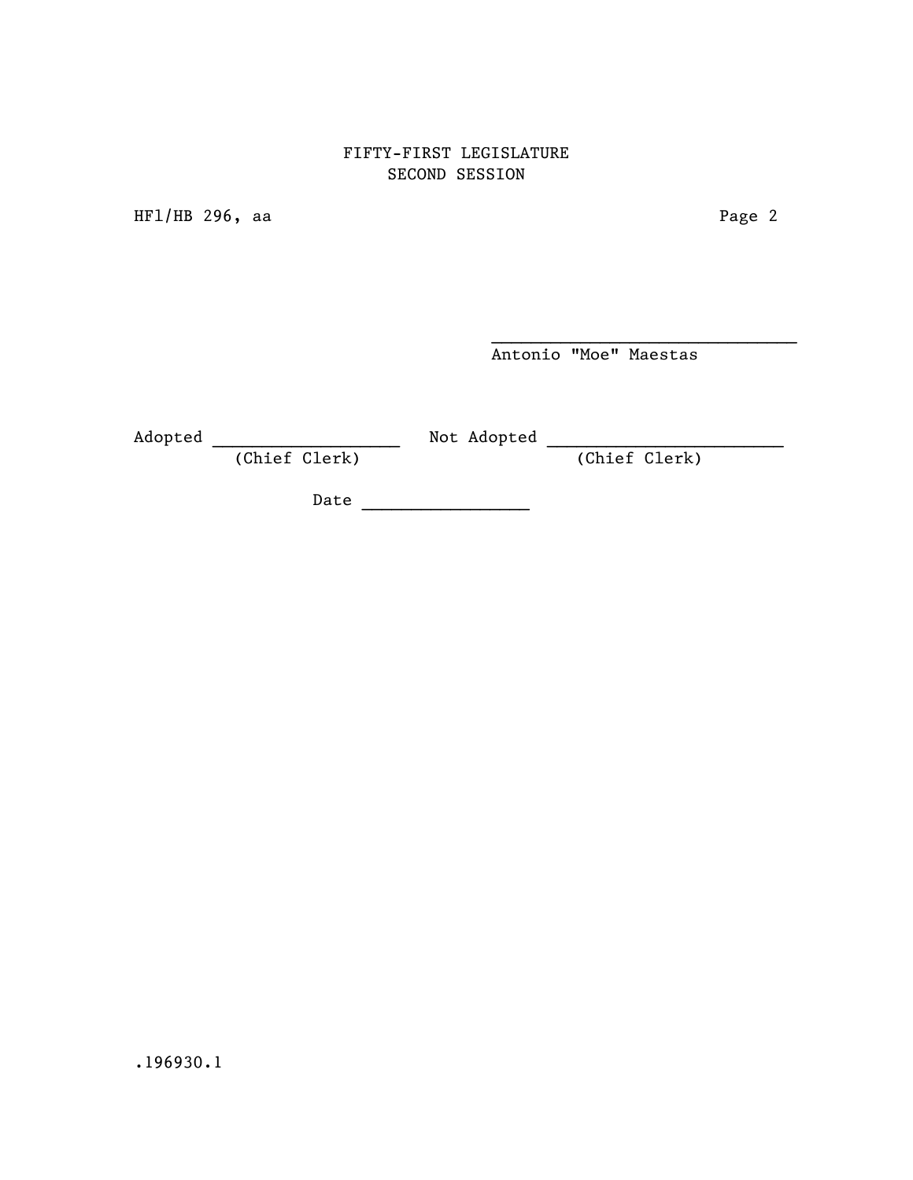FIFTY-FIRST LEGISLATURE
SECOND SESSION

HFl/HB 296, aa

\_\_\_\_\_\_\_\_\_\_\_\_\_\_\_\_\_\_\_\_\_\_\_\_\_\_\_\_\_\_\_
Antonio "Moe" Maestas

Adopted \_\_\_\_\_\_\_\_\_\_\_\_\_\_\_\_\_\_\_ (Chief Clerk)    Not Adopted \_\_\_\_\_\_\_\_\_\_\_\_\_\_\_\_\_\_\_\_\_\_\_\_ (Chief Clerk)

Date \_\_\_\_\_\_\_\_\_\_\_\_\_\_\_\_\_

.196930.1